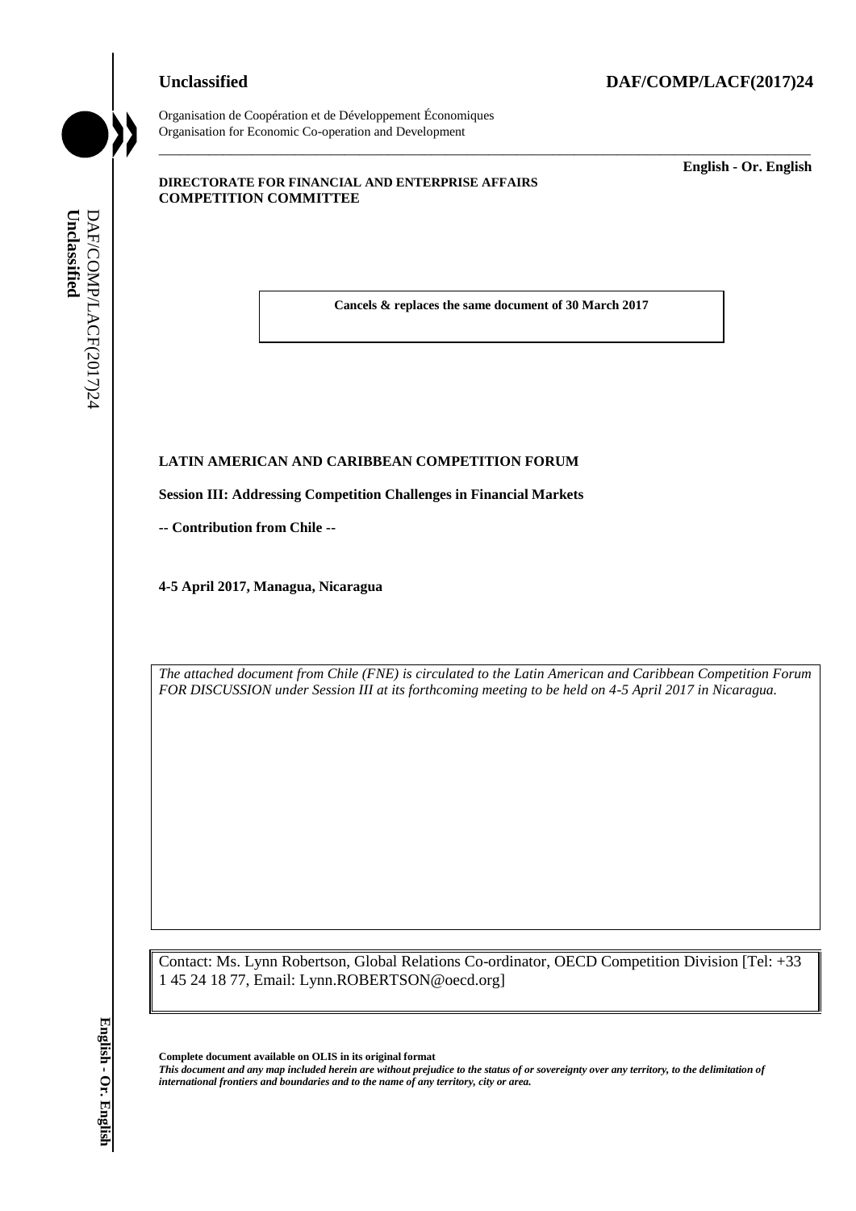**Unclassified** **DAF/COMP/LACF(2017)24**

Organisation de Coopération et de Développement Économiques
Organisation for Economic Co-operation and Development

**English - Or. English**

**DIRECTORATE FOR FINANCIAL AND ENTERPRISE AFFAIRS**
**COMPETITION COMMITTEE**

**Cancels & replaces the same document of 30 March 2017**

**LATIN AMERICAN AND CARIBBEAN COMPETITION FORUM**

**Session III: Addressing Competition Challenges in Financial Markets**

**-- Contribution from Chile --**

**4-5 April 2017, Managua, Nicaragua**

*The attached document from Chile (FNE) is circulated to the Latin American and Caribbean Competition Forum FOR DISCUSSION under Session III at its forthcoming meeting to be held on 4-5 April 2017 in Nicaragua.*

Contact: Ms. Lynn Robertson, Global Relations Co-ordinator, OECD Competition Division [Tel: +33 1 45 24 18 77, Email: Lynn.ROBERTSON@oecd.org]

**Complete document available on OLIS in its original format**
***This document and any map included herein are without prejudice to the status of or sovereignty over any territory, to the delimitation of international frontiers and boundaries and to the name of any territory, city or area.***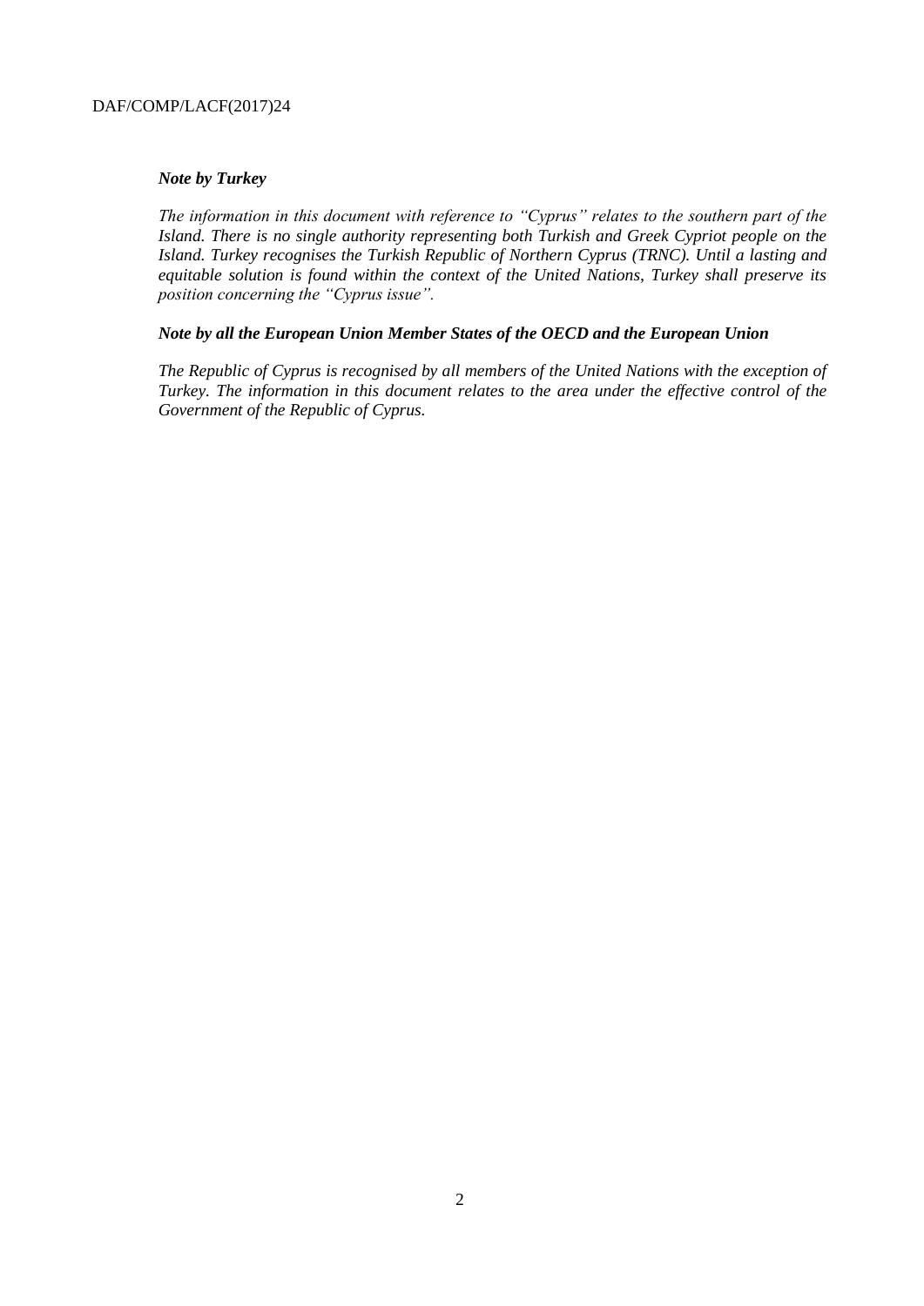***Note by Turkey***

*The information in this document with reference to "Cyprus" relates to the southern part of the Island. There is no single authority representing both Turkish and Greek Cypriot people on the Island. Turkey recognises the Turkish Republic of Northern Cyprus (TRNC). Until a lasting and equitable solution is found within the context of the United Nations, Turkey shall preserve its position concerning the "Cyprus issue".*

***Note by all the European Union Member States of the OECD and the European Union***

*The Republic of Cyprus is recognised by all members of the United Nations with the exception of Turkey. The information in this document relates to the area under the effective control of the Government of the Republic of Cyprus.*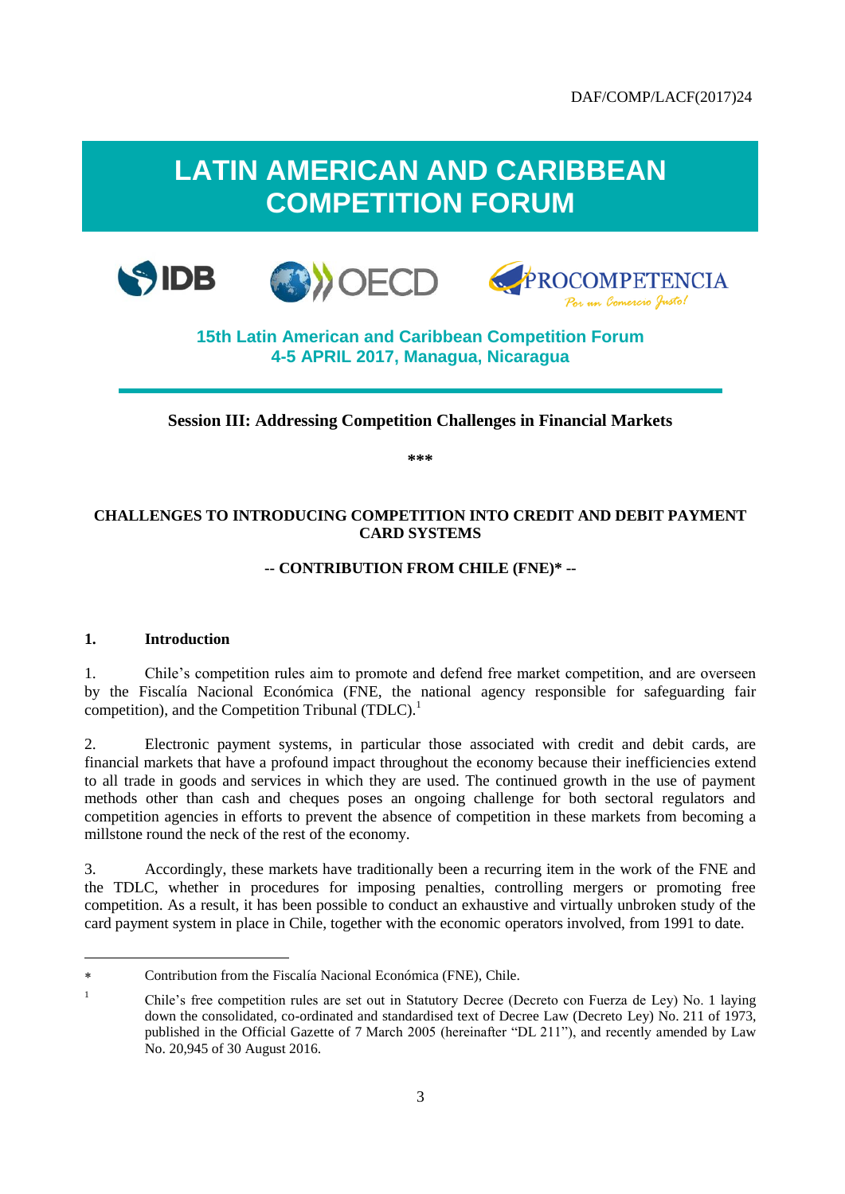DAF/COMP/LACF(2017)24

# LATIN AMERICAN AND CARIBBEAN COMPETITION FORUM

**15th Latin American and Caribbean Competition Forum**
**4-5 APRIL 2017, Managua, Nicaragua**

**Session III: Addressing Competition Challenges in Financial Markets**

***

## CHALLENGES TO INTRODUCING COMPETITION INTO CREDIT AND DEBIT PAYMENT CARD SYSTEMS

### -- CONTRIBUTION FROM CHILE (FNE)* --

### 1. Introduction

1. Chile's competition rules aim to promote and defend free market competition, and are overseen by the Fiscalía Nacional Económica (FNE, the national agency responsible for safeguarding fair competition), and the Competition Tribunal (TDLC).[1]

2. Electronic payment systems, in particular those associated with credit and debit cards, are financial markets that have a profound impact throughout the economy because their inefficiencies extend to all trade in goods and services in which they are used. The continued growth in the use of payment methods other than cash and cheques poses an ongoing challenge for both sectoral regulators and competition agencies in efforts to prevent the absence of competition in these markets from becoming a millstone round the neck of the rest of the economy.

3. Accordingly, these markets have traditionally been a recurring item in the work of the FNE and the TDLC, whether in procedures for imposing penalties, controlling mergers or promoting free competition. As a result, it has been possible to conduct an exhaustive and virtually unbroken study of the card payment system in place in Chile, together with the economic operators involved, from 1991 to date.

---

\* Contribution from the Fiscalía Nacional Económica (FNE), Chile.

[1] Chile's free competition rules are set out in Statutory Decree (Decreto con Fuerza de Ley) No. 1 laying down the consolidated, co-ordinated and standardised text of Decree Law (Decreto Ley) No. 211 of 1973, published in the Official Gazette of 7 March 2005 (hereinafter "DL 211"), and recently amended by Law No. 20,945 of 30 August 2016.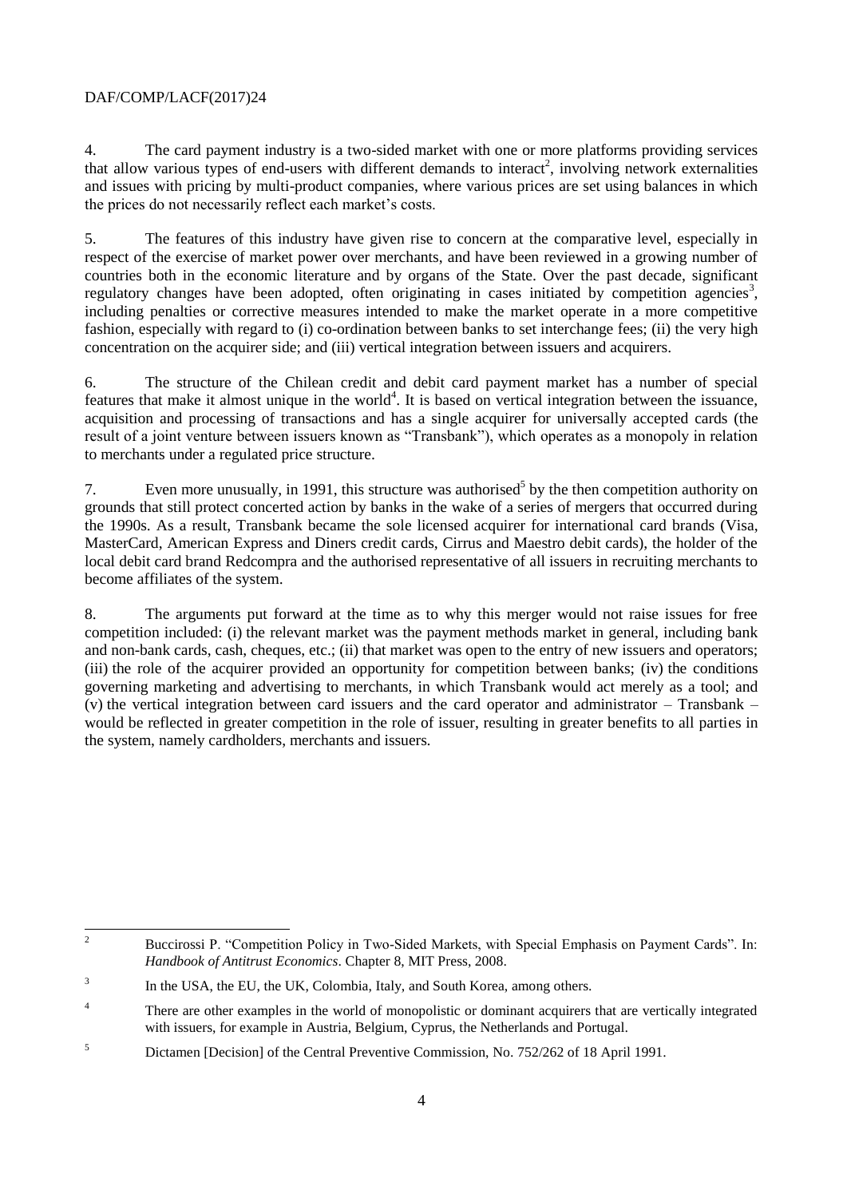4. The card payment industry is a two-sided market with one or more platforms providing services that allow various types of end-users with different demands to interact[2], involving network externalities and issues with pricing by multi-product companies, where various prices are set using balances in which the prices do not necessarily reflect each market's costs.

5. The features of this industry have given rise to concern at the comparative level, especially in respect of the exercise of market power over merchants, and have been reviewed in a growing number of countries both in the economic literature and by organs of the State. Over the past decade, significant regulatory changes have been adopted, often originating in cases initiated by competition agencies[3], including penalties or corrective measures intended to make the market operate in a more competitive fashion, especially with regard to (i) co-ordination between banks to set interchange fees; (ii) the very high concentration on the acquirer side; and (iii) vertical integration between issuers and acquirers.

6. The structure of the Chilean credit and debit card payment market has a number of special features that make it almost unique in the world[4]. It is based on vertical integration between the issuance, acquisition and processing of transactions and has a single acquirer for universally accepted cards (the result of a joint venture between issuers known as "Transbank"), which operates as a monopoly in relation to merchants under a regulated price structure.

7. Even more unusually, in 1991, this structure was authorised[5] by the then competition authority on grounds that still protect concerted action by banks in the wake of a series of mergers that occurred during the 1990s. As a result, Transbank became the sole licensed acquirer for international card brands (Visa, MasterCard, American Express and Diners credit cards, Cirrus and Maestro debit cards), the holder of the local debit card brand Redcompra and the authorised representative of all issuers in recruiting merchants to become affiliates of the system.

8. The arguments put forward at the time as to why this merger would not raise issues for free competition included: (i) the relevant market was the payment methods market in general, including bank and non-bank cards, cash, cheques, etc.; (ii) that market was open to the entry of new issuers and operators; (iii) the role of the acquirer provided an opportunity for competition between banks; (iv) the conditions governing marketing and advertising to merchants, in which Transbank would act merely as a tool; and (v) the vertical integration between card issuers and the card operator and administrator – Transbank – would be reflected in greater competition in the role of issuer, resulting in greater benefits to all parties in the system, namely cardholders, merchants and issuers.

---

[2] Buccirossi P. "Competition Policy in Two-Sided Markets, with Special Emphasis on Payment Cards". In: *Handbook of Antitrust Economics*. Chapter 8, MIT Press, 2008.

[3] In the USA, the EU, the UK, Colombia, Italy, and South Korea, among others.

[4] There are other examples in the world of monopolistic or dominant acquirers that are vertically integrated with issuers, for example in Austria, Belgium, Cyprus, the Netherlands and Portugal.

[5] Dictamen [Decision] of the Central Preventive Commission, No. 752/262 of 18 April 1991.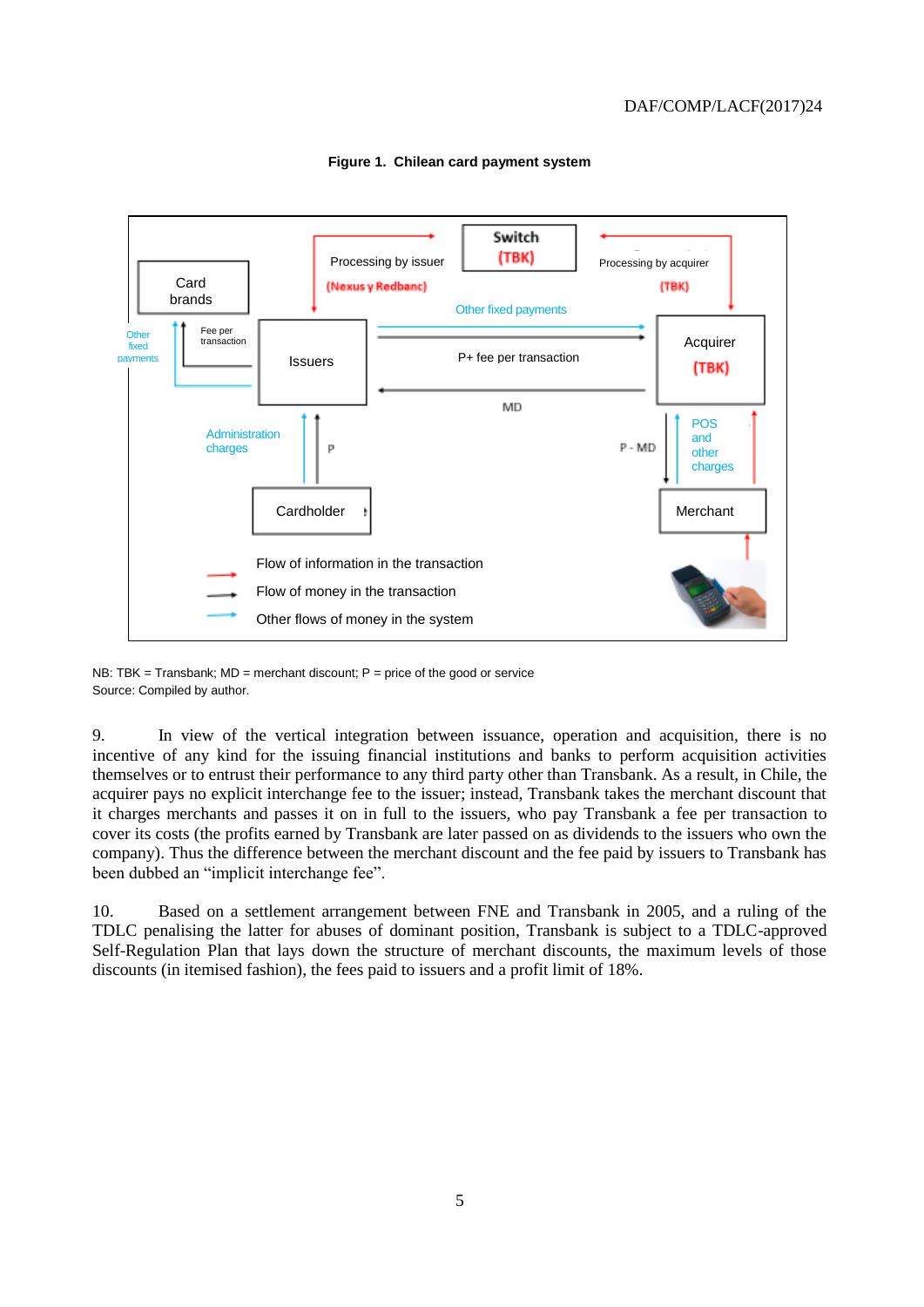**Figure 1. Chilean card payment system**

NB: TBK = Transbank; MD = merchant discount; P = price of the good or service

Source: Compiled by author.

9. In view of the vertical integration between issuance, operation and acquisition, there is no incentive of any kind for the issuing financial institutions and banks to perform acquisition activities themselves or to entrust their performance to any third party other than Transbank. As a result, in Chile, the acquirer pays no explicit interchange fee to the issuer; instead, Transbank takes the merchant discount that it charges merchants and passes it on in full to the issuers, who pay Transbank a fee per transaction to cover its costs (the profits earned by Transbank are later passed on as dividends to the issuers who own the company). Thus the difference between the merchant discount and the fee paid by issuers to Transbank has been dubbed an "implicit interchange fee".

10. Based on a settlement arrangement between FNE and Transbank in 2005, and a ruling of the TDLC penalising the latter for abuses of dominant position, Transbank is subject to a TDLC-approved Self-Regulation Plan that lays down the structure of merchant discounts, the maximum levels of those discounts (in itemised fashion), the fees paid to issuers and a profit limit of 18%.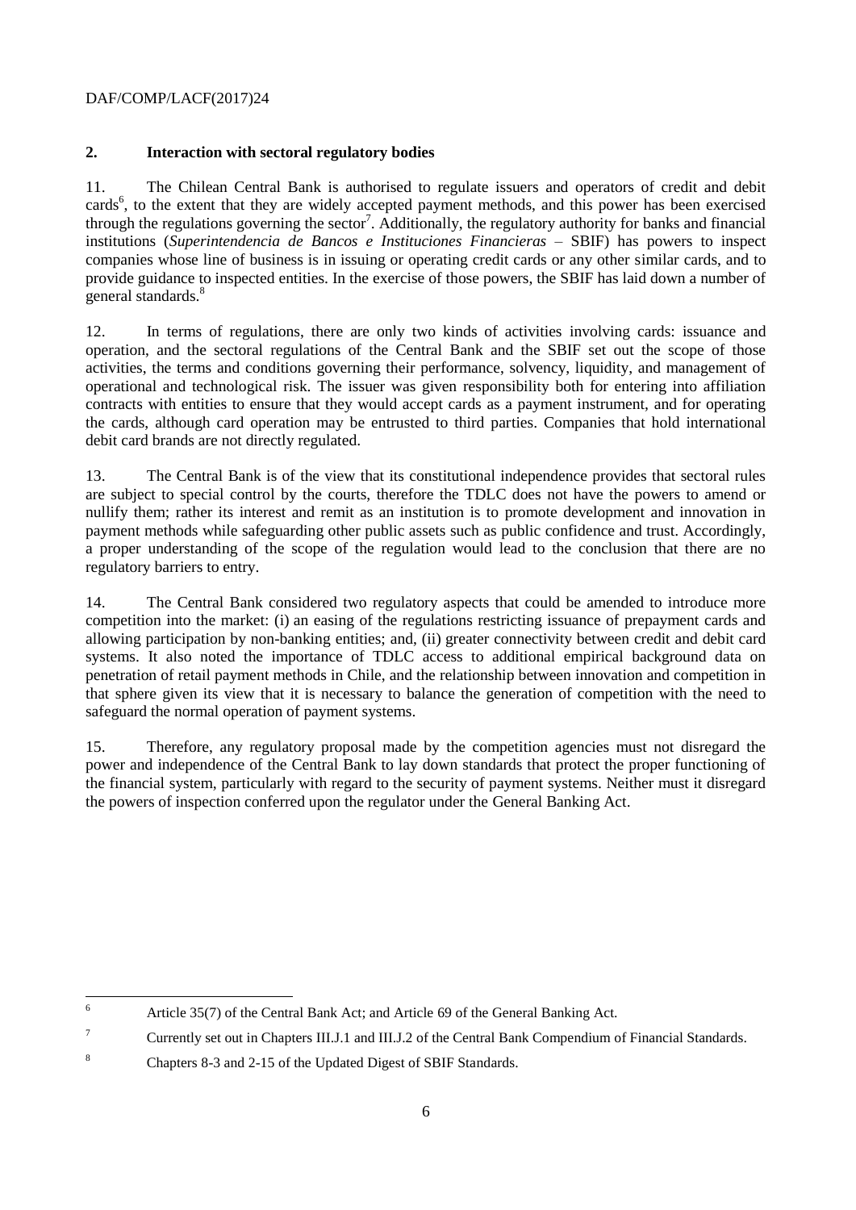## 2. Interaction with sectoral regulatory bodies

11. The Chilean Central Bank is authorised to regulate issuers and operators of credit and debit cards[6], to the extent that they are widely accepted payment methods, and this power has been exercised through the regulations governing the sector[7]. Additionally, the regulatory authority for banks and financial institutions (*Superintendencia de Bancos e Instituciones Financieras* – SBIF) has powers to inspect companies whose line of business is in issuing or operating credit cards or any other similar cards, and to provide guidance to inspected entities. In the exercise of those powers, the SBIF has laid down a number of general standards.[8]

12. In terms of regulations, there are only two kinds of activities involving cards: issuance and operation, and the sectoral regulations of the Central Bank and the SBIF set out the scope of those activities, the terms and conditions governing their performance, solvency, liquidity, and management of operational and technological risk. The issuer was given responsibility both for entering into affiliation contracts with entities to ensure that they would accept cards as a payment instrument, and for operating the cards, although card operation may be entrusted to third parties. Companies that hold international debit card brands are not directly regulated.

13. The Central Bank is of the view that its constitutional independence provides that sectoral rules are subject to special control by the courts, therefore the TDLC does not have the powers to amend or nullify them; rather its interest and remit as an institution is to promote development and innovation in payment methods while safeguarding other public assets such as public confidence and trust. Accordingly, a proper understanding of the scope of the regulation would lead to the conclusion that there are no regulatory barriers to entry.

14. The Central Bank considered two regulatory aspects that could be amended to introduce more competition into the market: (i) an easing of the regulations restricting issuance of prepayment cards and allowing participation by non-banking entities; and, (ii) greater connectivity between credit and debit card systems. It also noted the importance of TDLC access to additional empirical background data on penetration of retail payment methods in Chile, and the relationship between innovation and competition in that sphere given its view that it is necessary to balance the generation of competition with the need to safeguard the normal operation of payment systems.

15. Therefore, any regulatory proposal made by the competition agencies must not disregard the power and independence of the Central Bank to lay down standards that protect the proper functioning of the financial system, particularly with regard to the security of payment systems. Neither must it disregard the powers of inspection conferred upon the regulator under the General Banking Act.

---

[6] Article 35(7) of the Central Bank Act; and Article 69 of the General Banking Act.

[7] Currently set out in Chapters III.J.1 and III.J.2 of the Central Bank Compendium of Financial Standards.

[8] Chapters 8-3 and 2-15 of the Updated Digest of SBIF Standards.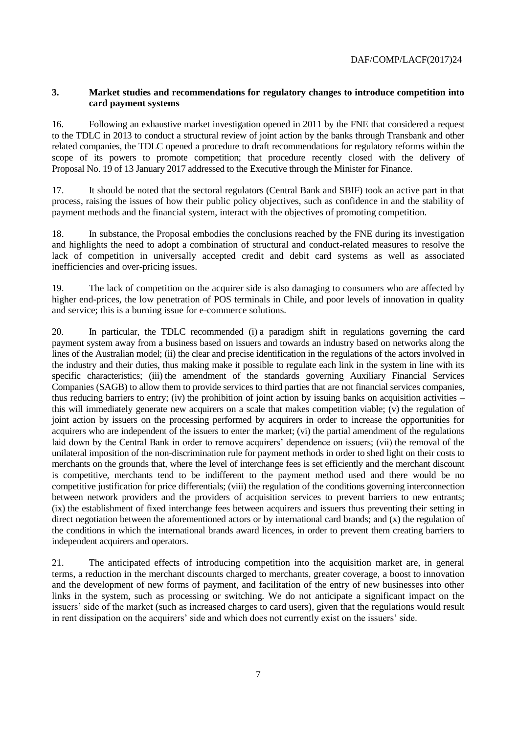### 3. Market studies and recommendations for regulatory changes to introduce competition into card payment systems

16. Following an exhaustive market investigation opened in 2011 by the FNE that considered a request to the TDLC in 2013 to conduct a structural review of joint action by the banks through Transbank and other related companies, the TDLC opened a procedure to draft recommendations for regulatory reforms within the scope of its powers to promote competition; that procedure recently closed with the delivery of Proposal No. 19 of 13 January 2017 addressed to the Executive through the Minister for Finance.

17. It should be noted that the sectoral regulators (Central Bank and SBIF) took an active part in that process, raising the issues of how their public policy objectives, such as confidence in and the stability of payment methods and the financial system, interact with the objectives of promoting competition.

18. In substance, the Proposal embodies the conclusions reached by the FNE during its investigation and highlights the need to adopt a combination of structural and conduct-related measures to resolve the lack of competition in universally accepted credit and debit card systems as well as associated inefficiencies and over-pricing issues.

19. The lack of competition on the acquirer side is also damaging to consumers who are affected by higher end-prices, the low penetration of POS terminals in Chile, and poor levels of innovation in quality and service; this is a burning issue for e-commerce solutions.

20. In particular, the TDLC recommended (i) a paradigm shift in regulations governing the card payment system away from a business based on issuers and towards an industry based on networks along the lines of the Australian model; (ii) the clear and precise identification in the regulations of the actors involved in the industry and their duties, thus making make it possible to regulate each link in the system in line with its specific characteristics; (iii) the amendment of the standards governing Auxiliary Financial Services Companies (SAGB) to allow them to provide services to third parties that are not financial services companies, thus reducing barriers to entry; (iv) the prohibition of joint action by issuing banks on acquisition activities – this will immediately generate new acquirers on a scale that makes competition viable; (v) the regulation of joint action by issuers on the processing performed by acquirers in order to increase the opportunities for acquirers who are independent of the issuers to enter the market; (vi) the partial amendment of the regulations laid down by the Central Bank in order to remove acquirers' dependence on issuers; (vii) the removal of the unilateral imposition of the non-discrimination rule for payment methods in order to shed light on their costs to merchants on the grounds that, where the level of interchange fees is set efficiently and the merchant discount is competitive, merchants tend to be indifferent to the payment method used and there would be no competitive justification for price differentials; (viii) the regulation of the conditions governing interconnection between network providers and the providers of acquisition services to prevent barriers to new entrants; (ix) the establishment of fixed interchange fees between acquirers and issuers thus preventing their setting in direct negotiation between the aforementioned actors or by international card brands; and (x) the regulation of the conditions in which the international brands award licences, in order to prevent them creating barriers to independent acquirers and operators.

21. The anticipated effects of introducing competition into the acquisition market are, in general terms, a reduction in the merchant discounts charged to merchants, greater coverage, a boost to innovation and the development of new forms of payment, and facilitation of the entry of new businesses into other links in the system, such as processing or switching. We do not anticipate a significant impact on the issuers' side of the market (such as increased charges to card users), given that the regulations would result in rent dissipation on the acquirers' side and which does not currently exist on the issuers' side.